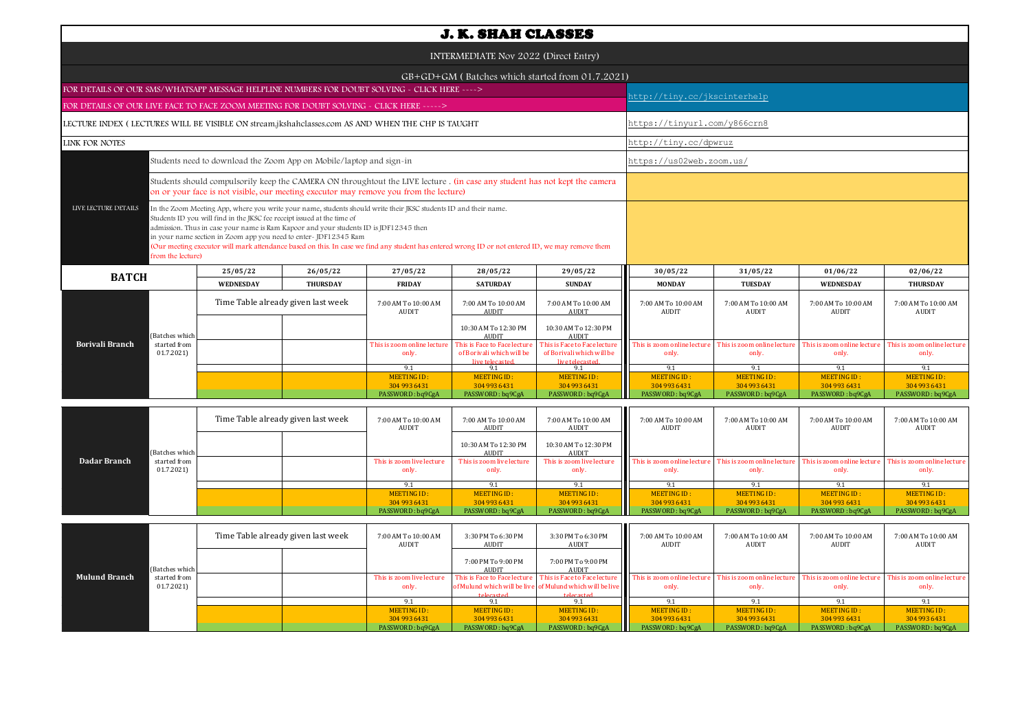# J. K. SHAH CLASSES

## INTERMEDIATE Nov 2022 (Direct Entry)

### GB+GD+GM ( Batches which started from 01.7.2021)

| | |
|---|---|
| FOR DETAILS OF OUR SMS/WHATSAPP MESSAGE HELPLINE NUMBERS FOR DOUBT SOLVING - CLICK HERE ----> FOR DETAILS OF OUR LIVE FACE TO FACE ZOOM MEETING FOR DOUBT SOLVING - CLICK HERE -----> | http://tiny.cc/jkscinterhelp |
| LECTURE INDEX ( LECTURES WILL BE VISIBLE ON stream.jkshahclasses.com AS AND WHEN THE CHP IS TAUGHT | https://tinyurl.com/y866crn8 |
| LINK FOR NOTES | http://tiny.cc/dpwruz |

**LIVE LECTURE DETAILS**

- Students need to download the Zoom App on Mobile/laptop and sign-in — https://us02web.zoom.us/
- Students should compulsorily keep the CAMERA ON throughtout the LIVE lecture . (in case any student has not kept the camera on or your face is not visible, our meeting executor may remove you from the lecture)
- In the Zoom Meeting App, where you write your name, students should write their JKSC students ID and their name. Students ID you will find in the JKSC fee receipt issued at the time of admission. Thus in case your name is Ram Kapoor and your students ID is JDF12345 then in your name section in Zoom app you need to enter- JDF12345 Ram (Our meeting executor will mark attendance based on this. In case we find any student has entered wrong ID or not entered ID, we may remove them from the lecture)

| BATCH | | 25/05/22 | 26/05/22 | 27/05/22 | 28/05/22 | 29/05/22 | 30/05/22 | 31/05/22 | 01/06/22 | 02/06/22 |
|---|---|---|---|---|---|---|---|---|---|---|
| | | WEDNESDAY | THURSDAY | FRIDAY | SATURDAY | SUNDAY | MONDAY | TUESDAY | WEDNESDAY | THURSDAY |
| Borivali Branch | (Batches which started from 01.7.2021) | Time Table already given last week | | 7:00 AM To 10:00 AM AUDIT | 7:00 AM To 10:00 AM AUDIT | 7:00 AM To 10:00 AM AUDIT | 7:00 AM To 10:00 AM AUDIT | 7:00 AM To 10:00 AM AUDIT | 7:00 AM To 10:00 AM AUDIT | 7:00 AM To 10:00 AM AUDIT |
| | | | | | 10:30 AM To 12:30 PM AUDIT | 10:30 AM To 12:30 PM AUDIT | | | | |
| | | | | This is zoom online lecture only. | This is Face to Face lecture of Borivali which will be live telecasted. | This is Face to Face lecture of Borivali which will be live telecasted. | This is zoom online lecture only. | This is zoom online lecture only. | This is zoom online lecture only. | This is zoom online lecture only. |
| | | | | 9.1 | 9.1 | 9.1 | 9.1 | 9.1 | 9.1 | 9.1 |
| | | | | MEETING ID : 304 993 6431 | MEETING ID : 304 993 6431 | MEETING ID : 304 993 6431 | MEETING ID : 304 993 6431 | MEETING ID : 304 993 6431 | MEETING ID : 304 993 6431 | MEETING ID : 304 993 6431 |
| | | | | PASSWORD : bq9CgA | PASSWORD : bq9CgA | PASSWORD : bq9CgA | PASSWORD : bq9CgA | PASSWORD : bq9CgA | PASSWORD : bq9CgA | PASSWORD : bq9CgA |
| Dadar Branch | (Batches which started from 01.7.2021) | Time Table already given last week | | 7:00 AM To 10:00 AM AUDIT | 7:00 AM To 10:00 AM AUDIT | 7:00 AM To 10:00 AM AUDIT | 7:00 AM To 10:00 AM AUDIT | 7:00 AM To 10:00 AM AUDIT | 7:00 AM To 10:00 AM AUDIT | 7:00 AM To 10:00 AM AUDIT |
| | | | | | 10:30 AM To 12:30 PM AUDIT | 10:30 AM To 12:30 PM AUDIT | | | | |
| | | | | This is zoom live lecture only. | This is zoom live lecture only. | This is zoom live lecture only. | This is zoom online lecture only. | This is zoom online lecture only. | This is zoom online lecture only. | This is zoom online lecture only. |
| | | | | 9.1 | 9.1 | 9.1 | 9.1 | 9.1 | 9.1 | 9.1 |
| | | | | MEETING ID : 304 993 6431 | MEETING ID : 304 993 6431 | MEETING ID : 304 993 6431 | MEETING ID : 304 993 6431 | MEETING ID : 304 993 6431 | MEETING ID : 304 993 6431 | MEETING ID : 304 993 6431 |
| | | | | PASSWORD : bq9CgA | PASSWORD : bq9CgA | PASSWORD : bq9CgA | PASSWORD : bq9CgA | PASSWORD : bq9CgA | PASSWORD : bq9CgA | PASSWORD : bq9CgA |
| Mulund Branch | (Batches which started from 01.7.2021) | Time Table already given last week | | 7:00 AM To 10:00 AM AUDIT | 3:30 PM To 6:30 PM AUDIT | 3:30 PM To 6:30 PM AUDIT | 7:00 AM To 10:00 AM AUDIT | 7:00 AM To 10:00 AM AUDIT | 7:00 AM To 10:00 AM AUDIT | 7:00 AM To 10:00 AM AUDIT |
| | | | | | 7:00 PM To 9:00 PM AUDIT | 7:00 PM To 9:00 PM AUDIT | | | | |
| | | | | This is zoom live lecture only. | This is Face to Face lecture of Mulund which will be live telecasted. | This is Face to Face lecture of Mulund which will be live telecasted. | This is zoom online lecture only. | This is zoom online lecture only. | This is zoom online lecture only. | This is zoom online lecture only. |
| | | | | 9.1 | 9.1 | 9.1 | 9.1 | 9.1 | 9.1 | 9.1 |
| | | | | MEETING ID : 304 993 6431 | MEETING ID : 304 993 6431 | MEETING ID : 304 993 6431 | MEETING ID : 304 993 6431 | MEETING ID : 304 993 6431 | MEETING ID : 304 993 6431 | MEETING ID : 304 993 6431 |
| | | | | PASSWORD : bq9CgA | PASSWORD : bq9CgA | PASSWORD : bq9CgA | PASSWORD : bq9CgA | PASSWORD : bq9CgA | PASSWORD : bq9CgA | PASSWORD : bq9CgA |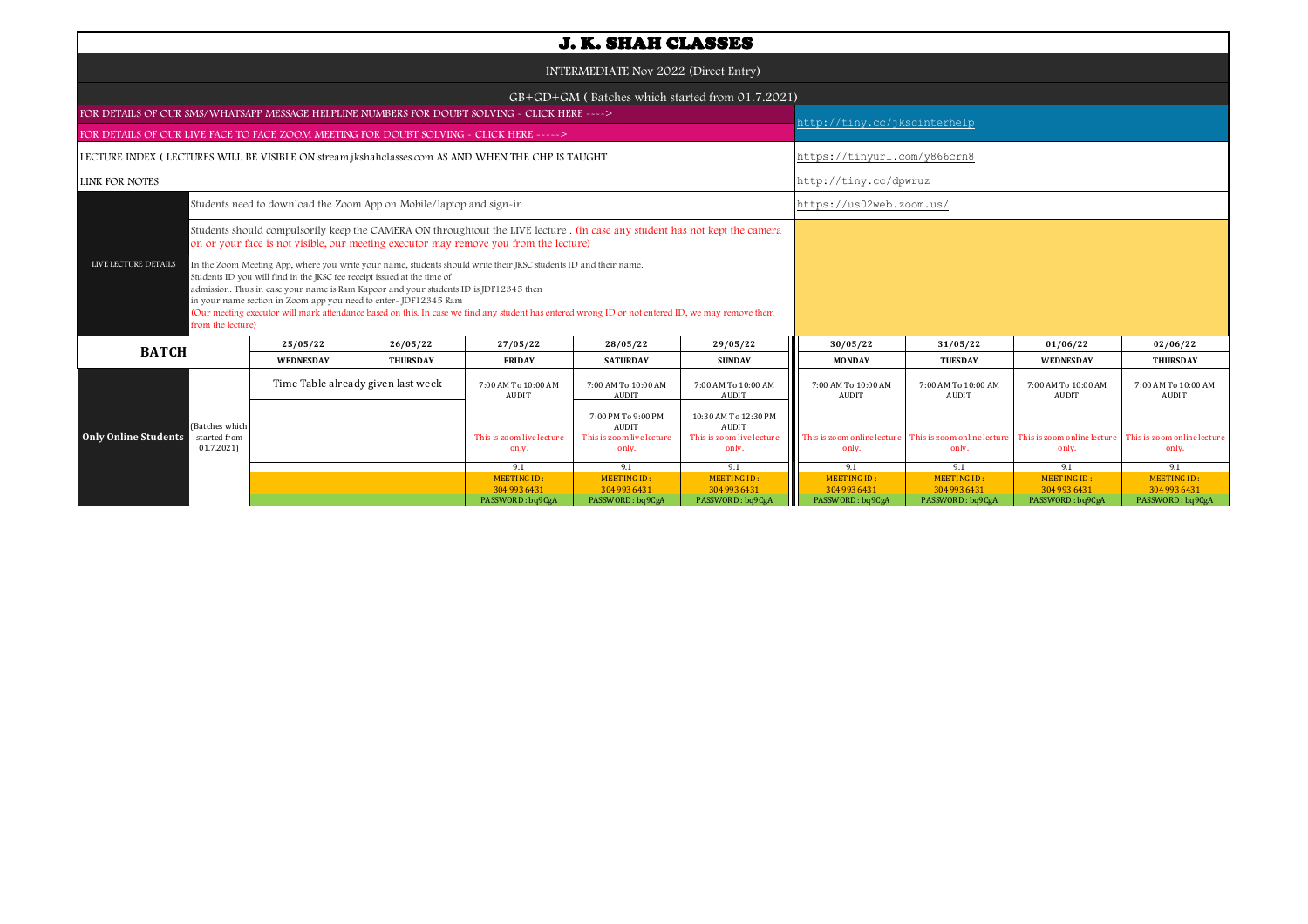# J. K. SHAH CLASSES

INTERMEDIATE Nov 2022 (Direct Entry)

GB+GD+GM ( Batches which started from 01.7.2021)

| | |
|---|---|
| FOR DETAILS OF OUR SMS/WHATSAPP MESSAGE HELPLINE NUMBERS FOR DOUBT SOLVING - CLICK HERE ----> | http://tiny.cc/jkscinterhelp |
| FOR DETAILS OF OUR LIVE FACE TO FACE ZOOM MEETING FOR DOUBT SOLVING - CLICK HERE -----> | |
| LECTURE INDEX ( LECTURES WILL BE VISIBLE ON stream.jkshahclasses.com AS AND WHEN THE CHP IS TAUGHT | https://tinyurl.com/y866crn8 |
| LINK FOR NOTES | http://tiny.cc/dpwruz |

**LIVE LECTURE DETAILS**

- Students need to download the Zoom App on Mobile/laptop and sign-in — https://us02web.zoom.us/
- Students should compulsorily keep the CAMERA ON throughtout the LIVE lecture . (in case any student has not kept the camera on or your face is not visible, our meeting executor may remove you from the lecture)
- In the Zoom Meeting App, where you write your name, students should write their JKSC students ID and their name. Students ID you will find in the JKSC fee receipt issued at the time of admission. Thus in case your name is Ram Kapoor and your students ID is JDF12345 then in your name section in Zoom app you need to enter- JDF12345 Ram (Our meeting executor will mark attendance based on this. In case we find any student has entered wrong ID or not entered ID, we may remove them from the lecture)

| BATCH | | 25/05/22 | 26/05/22 | 27/05/22 | 28/05/22 | 29/05/22 | 30/05/22 | 31/05/22 | 01/06/22 | 02/06/22 |
|---|---|---|---|---|---|---|---|---|---|---|
| | | WEDNESDAY | THURSDAY | FRIDAY | SATURDAY | SUNDAY | MONDAY | TUESDAY | WEDNESDAY | THURSDAY |
| Only Online Students | (Batches which started from 01.7.2021) | Time Table already given last week | | 7:00 AM To 10:00 AM AUDIT | 7:00 AM To 10:00 AM AUDIT | 7:00 AM To 10:00 AM AUDIT | 7:00 AM To 10:00 AM AUDIT | 7:00 AM To 10:00 AM AUDIT | 7:00 AM To 10:00 AM AUDIT | 7:00 AM To 10:00 AM AUDIT |
| | | | | | 7:00 PM To 9:00 PM AUDIT | 10:30 AM To 12:30 PM AUDIT | | | | |
| | | | | This is zoom live lecture only. | This is zoom live lecture only. | This is zoom live lecture only. | This is zoom online lecture only. | This is zoom online lecture only. | This is zoom online lecture only. | This is zoom online lecture only. |
| | | | | 9.1 | 9.1 | 9.1 | 9.1 | 9.1 | 9.1 | 9.1 |
| | | | | MEETING ID : 304 993 6431 | MEETING ID : 304 993 6431 | MEETING ID : 304 993 6431 | MEETING ID : 304 993 6431 | MEETING ID : 304 993 6431 | MEETING ID : 304 993 6431 | MEETING ID : 304 993 6431 |
| | | | | PASSWORD : bq9CgA | PASSWORD : bq9CgA | PASSWORD : bq9CgA | PASSWORD : bq9CgA | PASSWORD : bq9CgA | PASSWORD : bq9CgA | PASSWORD : bq9CgA |